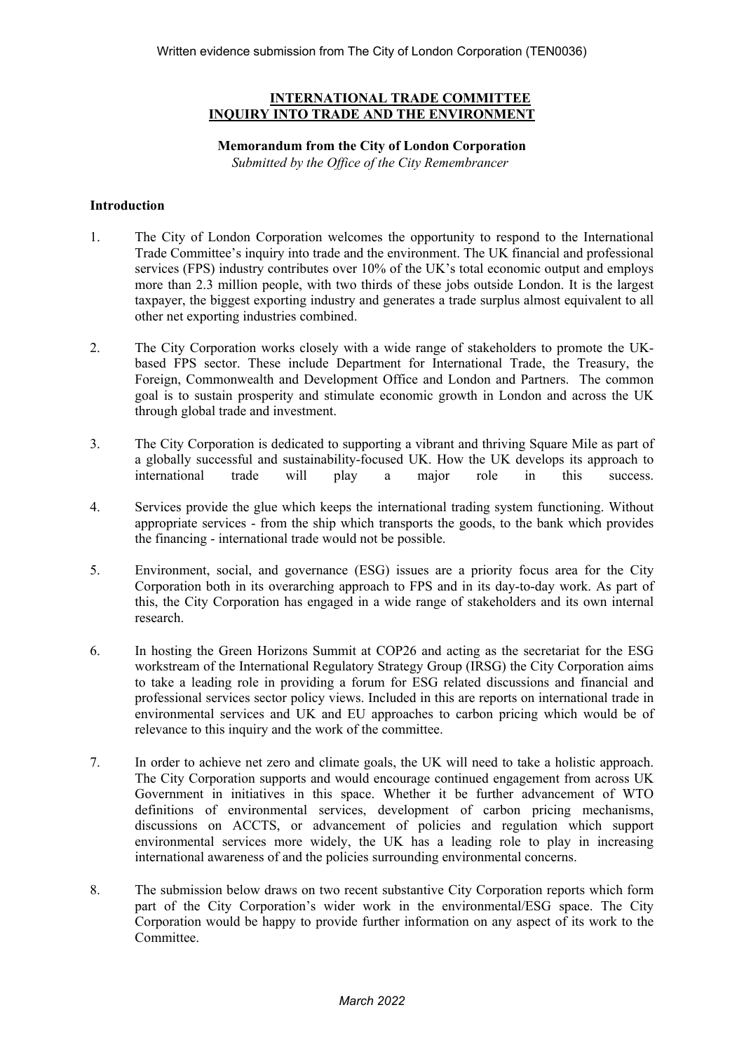Written evidence submission from The City of London Corporation (TEN0036)

# INTERNATIONAL TRADE COMMITTEE
# INQUIRY INTO TRADE AND THE ENVIRONMENT

**Memorandum from the City of London Corporation**

*Submitted by the Office of the City Remembrancer*

## Introduction

1. The City of London Corporation welcomes the opportunity to respond to the International Trade Committee's inquiry into trade and the environment. The UK financial and professional services (FPS) industry contributes over 10% of the UK's total economic output and employs more than 2.3 million people, with two thirds of these jobs outside London. It is the largest taxpayer, the biggest exporting industry and generates a trade surplus almost equivalent to all other net exporting industries combined.

2. The City Corporation works closely with a wide range of stakeholders to promote the UK-based FPS sector. These include Department for International Trade, the Treasury, the Foreign, Commonwealth and Development Office and London and Partners. The common goal is to sustain prosperity and stimulate economic growth in London and across the UK through global trade and investment.

3. The City Corporation is dedicated to supporting a vibrant and thriving Square Mile as part of a globally successful and sustainability-focused UK. How the UK develops its approach to international trade will play a major role in this success.

4. Services provide the glue which keeps the international trading system functioning. Without appropriate services - from the ship which transports the goods, to the bank which provides the financing - international trade would not be possible.

5. Environment, social, and governance (ESG) issues are a priority focus area for the City Corporation both in its overarching approach to FPS and in its day-to-day work. As part of this, the City Corporation has engaged in a wide range of stakeholders and its own internal research.

6. In hosting the Green Horizons Summit at COP26 and acting as the secretariat for the ESG workstream of the International Regulatory Strategy Group (IRSG) the City Corporation aims to take a leading role in providing a forum for ESG related discussions and financial and professional services sector policy views. Included in this are reports on international trade in environmental services and UK and EU approaches to carbon pricing which would be of relevance to this inquiry and the work of the committee.

7. In order to achieve net zero and climate goals, the UK will need to take a holistic approach. The City Corporation supports and would encourage continued engagement from across UK Government in initiatives in this space. Whether it be further advancement of WTO definitions of environmental services, development of carbon pricing mechanisms, discussions on ACCTS, or advancement of policies and regulation which support environmental services more widely, the UK has a leading role to play in increasing international awareness of and the policies surrounding environmental concerns.

8. The submission below draws on two recent substantive City Corporation reports which form part of the City Corporation's wider work in the environmental/ESG space. The City Corporation would be happy to provide further information on any aspect of its work to the Committee.

*March 2022*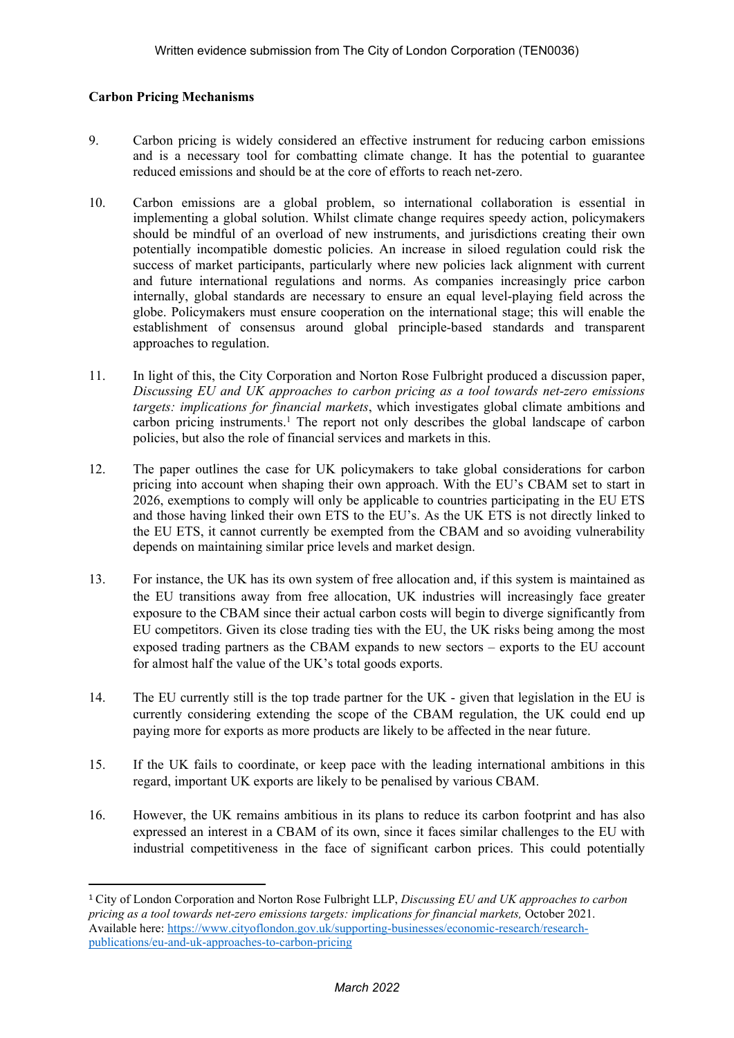## Carbon Pricing Mechanisms

9. Carbon pricing is widely considered an effective instrument for reducing carbon emissions and is a necessary tool for combatting climate change. It has the potential to guarantee reduced emissions and should be at the core of efforts to reach net-zero.

10. Carbon emissions are a global problem, so international collaboration is essential in implementing a global solution. Whilst climate change requires speedy action, policymakers should be mindful of an overload of new instruments, and jurisdictions creating their own potentially incompatible domestic policies. An increase in siloed regulation could risk the success of market participants, particularly where new policies lack alignment with current and future international regulations and norms. As companies increasingly price carbon internally, global standards are necessary to ensure an equal level-playing field across the globe. Policymakers must ensure cooperation on the international stage; this will enable the establishment of consensus around global principle-based standards and transparent approaches to regulation.

11. In light of this, the City Corporation and Norton Rose Fulbright produced a discussion paper, *Discussing EU and UK approaches to carbon pricing as a tool towards net-zero emissions targets: implications for financial markets*, which investigates global climate ambitions and carbon pricing instruments.[1] The report not only describes the global landscape of carbon policies, but also the role of financial services and markets in this.

12. The paper outlines the case for UK policymakers to take global considerations for carbon pricing into account when shaping their own approach. With the EU's CBAM set to start in 2026, exemptions to comply will only be applicable to countries participating in the EU ETS and those having linked their own ETS to the EU's. As the UK ETS is not directly linked to the EU ETS, it cannot currently be exempted from the CBAM and so avoiding vulnerability depends on maintaining similar price levels and market design.

13. For instance, the UK has its own system of free allocation and, if this system is maintained as the EU transitions away from free allocation, UK industries will increasingly face greater exposure to the CBAM since their actual carbon costs will begin to diverge significantly from EU competitors. Given its close trading ties with the EU, the UK risks being among the most exposed trading partners as the CBAM expands to new sectors – exports to the EU account for almost half the value of the UK's total goods exports.

14. The EU currently still is the top trade partner for the UK - given that legislation in the EU is currently considering extending the scope of the CBAM regulation, the UK could end up paying more for exports as more products are likely to be affected in the near future.

15. If the UK fails to coordinate, or keep pace with the leading international ambitions in this regard, important UK exports are likely to be penalised by various CBAM.

16. However, the UK remains ambitious in its plans to reduce its carbon footprint and has also expressed an interest in a CBAM of its own, since it faces similar challenges to the EU with industrial competitiveness in the face of significant carbon prices. This could potentially

---

[1] City of London Corporation and Norton Rose Fulbright LLP, *Discussing EU and UK approaches to carbon pricing as a tool towards net-zero emissions targets: implications for financial markets,* October 2021. Available here: https://www.cityoflondon.gov.uk/supporting-businesses/economic-research/research-publications/eu-and-uk-approaches-to-carbon-pricing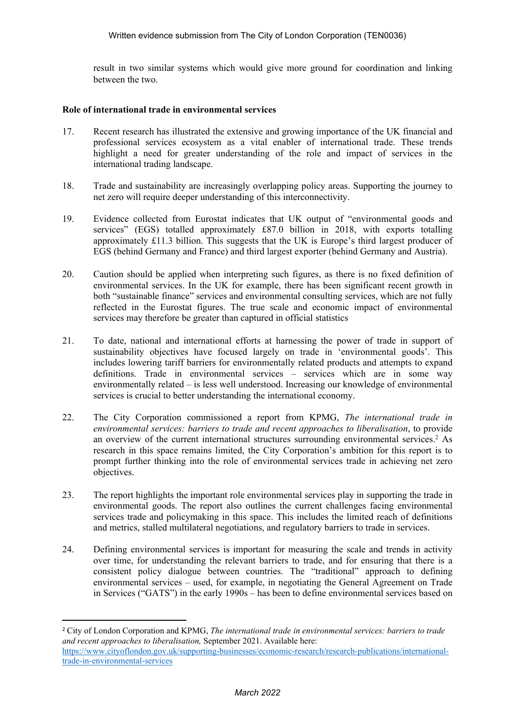result in two similar systems which would give more ground for coordination and linking between the two.

**Role of international trade in environmental services**

17. Recent research has illustrated the extensive and growing importance of the UK financial and professional services ecosystem as a vital enabler of international trade. These trends highlight a need for greater understanding of the role and impact of services in the international trading landscape.

18. Trade and sustainability are increasingly overlapping policy areas. Supporting the journey to net zero will require deeper understanding of this interconnectivity.

19. Evidence collected from Eurostat indicates that UK output of "environmental goods and services" (EGS) totalled approximately £87.0 billion in 2018, with exports totalling approximately £11.3 billion. This suggests that the UK is Europe's third largest producer of EGS (behind Germany and France) and third largest exporter (behind Germany and Austria).

20. Caution should be applied when interpreting such figures, as there is no fixed definition of environmental services. In the UK for example, there has been significant recent growth in both "sustainable finance" services and environmental consulting services, which are not fully reflected in the Eurostat figures. The true scale and economic impact of environmental services may therefore be greater than captured in official statistics

21. To date, national and international efforts at harnessing the power of trade in support of sustainability objectives have focused largely on trade in 'environmental goods'. This includes lowering tariff barriers for environmentally related products and attempts to expand definitions. Trade in environmental services – services which are in some way environmentally related – is less well understood. Increasing our knowledge of environmental services is crucial to better understanding the international economy.

22. The City Corporation commissioned a report from KPMG, *The international trade in environmental services: barriers to trade and recent approaches to liberalisation*, to provide an overview of the current international structures surrounding environmental services.[2] As research in this space remains limited, the City Corporation's ambition for this report is to prompt further thinking into the role of environmental services trade in achieving net zero objectives.

23. The report highlights the important role environmental services play in supporting the trade in environmental goods. The report also outlines the current challenges facing environmental services trade and policymaking in this space. This includes the limited reach of definitions and metrics, stalled multilateral negotiations, and regulatory barriers to trade in services.

24. Defining environmental services is important for measuring the scale and trends in activity over time, for understanding the relevant barriers to trade, and for ensuring that there is a consistent policy dialogue between countries. The "traditional" approach to defining environmental services – used, for example, in negotiating the General Agreement on Trade in Services ("GATS") in the early 1990s – has been to define environmental services based on

---

[2] City of London Corporation and KPMG, *The international trade in environmental services: barriers to trade and recent approaches to liberalisation,* September 2021. Available here: https://www.cityoflondon.gov.uk/supporting-businesses/economic-research/research-publications/international-trade-in-environmental-services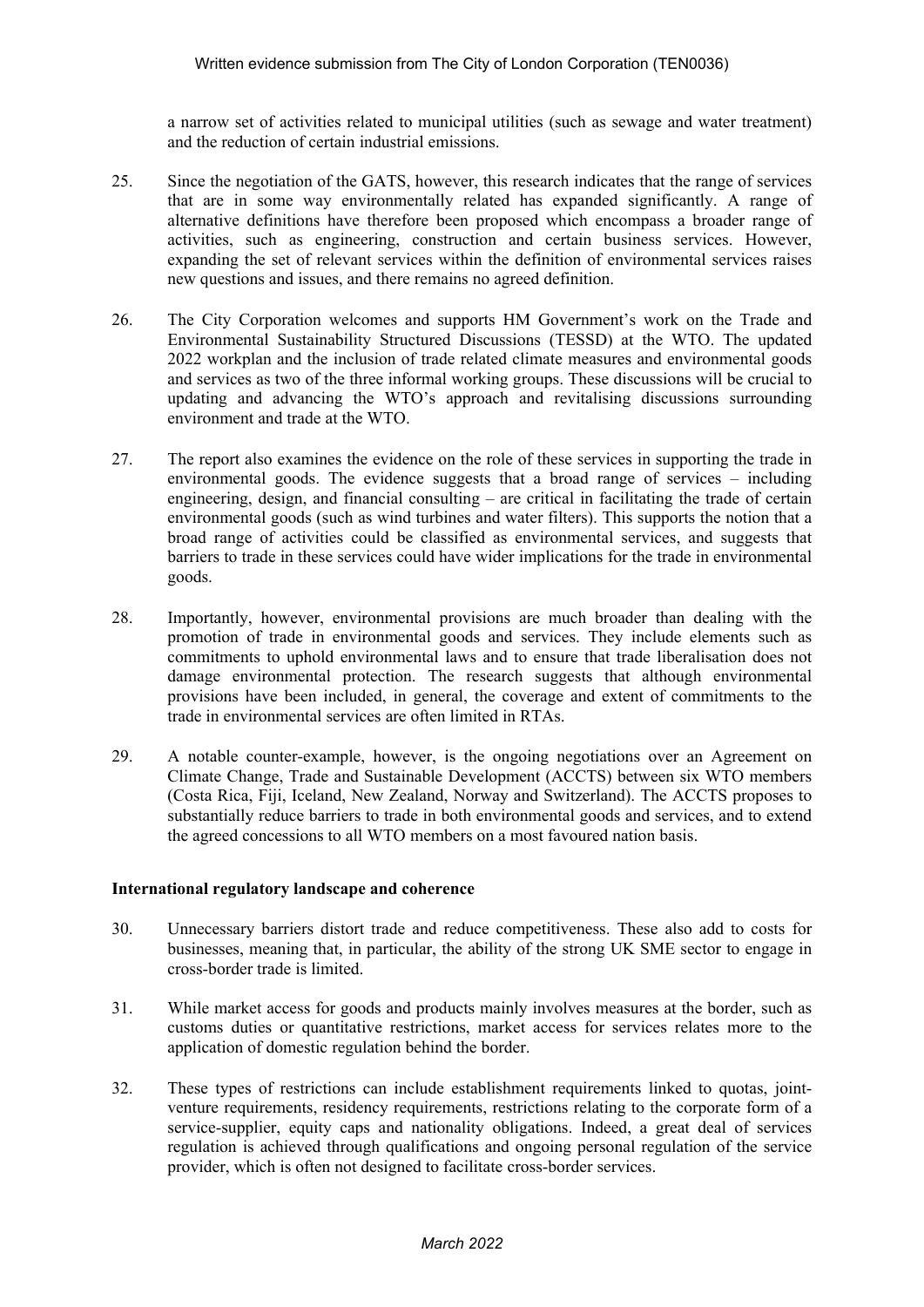a narrow set of activities related to municipal utilities (such as sewage and water treatment) and the reduction of certain industrial emissions.

25. Since the negotiation of the GATS, however, this research indicates that the range of services that are in some way environmentally related has expanded significantly. A range of alternative definitions have therefore been proposed which encompass a broader range of activities, such as engineering, construction and certain business services. However, expanding the set of relevant services within the definition of environmental services raises new questions and issues, and there remains no agreed definition.

26. The City Corporation welcomes and supports HM Government's work on the Trade and Environmental Sustainability Structured Discussions (TESSD) at the WTO. The updated 2022 workplan and the inclusion of trade related climate measures and environmental goods and services as two of the three informal working groups. These discussions will be crucial to updating and advancing the WTO's approach and revitalising discussions surrounding environment and trade at the WTO.

27. The report also examines the evidence on the role of these services in supporting the trade in environmental goods. The evidence suggests that a broad range of services – including engineering, design, and financial consulting – are critical in facilitating the trade of certain environmental goods (such as wind turbines and water filters). This supports the notion that a broad range of activities could be classified as environmental services, and suggests that barriers to trade in these services could have wider implications for the trade in environmental goods.

28. Importantly, however, environmental provisions are much broader than dealing with the promotion of trade in environmental goods and services. They include elements such as commitments to uphold environmental laws and to ensure that trade liberalisation does not damage environmental protection. The research suggests that although environmental provisions have been included, in general, the coverage and extent of commitments to the trade in environmental services are often limited in RTAs.

29. A notable counter-example, however, is the ongoing negotiations over an Agreement on Climate Change, Trade and Sustainable Development (ACCTS) between six WTO members (Costa Rica, Fiji, Iceland, New Zealand, Norway and Switzerland). The ACCTS proposes to substantially reduce barriers to trade in both environmental goods and services, and to extend the agreed concessions to all WTO members on a most favoured nation basis.

**International regulatory landscape and coherence**

30. Unnecessary barriers distort trade and reduce competitiveness. These also add to costs for businesses, meaning that, in particular, the ability of the strong UK SME sector to engage in cross-border trade is limited.

31. While market access for goods and products mainly involves measures at the border, such as customs duties or quantitative restrictions, market access for services relates more to the application of domestic regulation behind the border.

32. These types of restrictions can include establishment requirements linked to quotas, joint-venture requirements, residency requirements, restrictions relating to the corporate form of a service-supplier, equity caps and nationality obligations. Indeed, a great deal of services regulation is achieved through qualifications and ongoing personal regulation of the service provider, which is often not designed to facilitate cross-border services.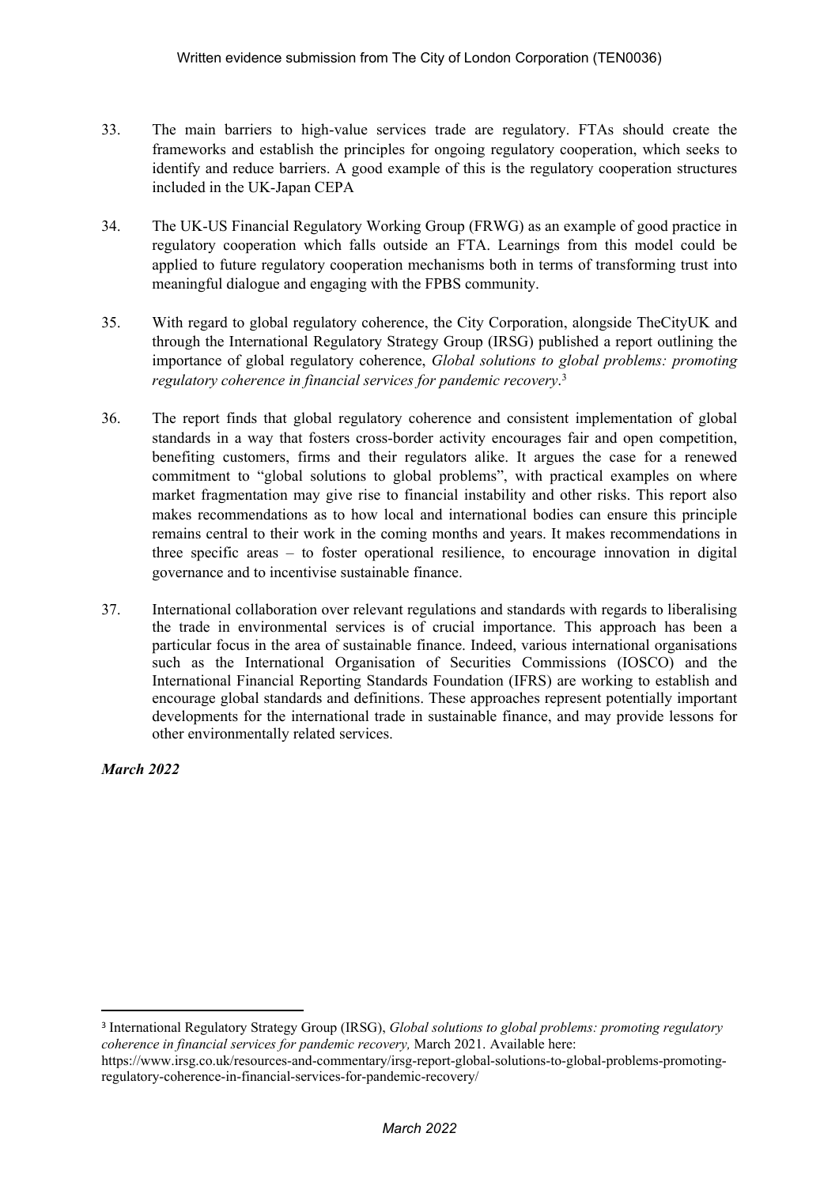33. The main barriers to high-value services trade are regulatory. FTAs should create the frameworks and establish the principles for ongoing regulatory cooperation, which seeks to identify and reduce barriers. A good example of this is the regulatory cooperation structures included in the UK-Japan CEPA

34. The UK-US Financial Regulatory Working Group (FRWG) as an example of good practice in regulatory cooperation which falls outside an FTA. Learnings from this model could be applied to future regulatory cooperation mechanisms both in terms of transforming trust into meaningful dialogue and engaging with the FPBS community.

35. With regard to global regulatory coherence, the City Corporation, alongside TheCityUK and through the International Regulatory Strategy Group (IRSG) published a report outlining the importance of global regulatory coherence, *Global solutions to global problems: promoting regulatory coherence in financial services for pandemic recovery*.[3]

36. The report finds that global regulatory coherence and consistent implementation of global standards in a way that fosters cross-border activity encourages fair and open competition, benefiting customers, firms and their regulators alike. It argues the case for a renewed commitment to "global solutions to global problems", with practical examples on where market fragmentation may give rise to financial instability and other risks. This report also makes recommendations as to how local and international bodies can ensure this principle remains central to their work in the coming months and years. It makes recommendations in three specific areas – to foster operational resilience, to encourage innovation in digital governance and to incentivise sustainable finance.

37. International collaboration over relevant regulations and standards with regards to liberalising the trade in environmental services is of crucial importance. This approach has been a particular focus in the area of sustainable finance. Indeed, various international organisations such as the International Organisation of Securities Commissions (IOSCO) and the International Financial Reporting Standards Foundation (IFRS) are working to establish and encourage global standards and definitions. These approaches represent potentially important developments for the international trade in sustainable finance, and may provide lessons for other environmentally related services.

***March 2022***

---

[3] International Regulatory Strategy Group (IRSG), *Global solutions to global problems: promoting regulatory coherence in financial services for pandemic recovery,* March 2021. Available here: https://www.irsg.co.uk/resources-and-commentary/irsg-report-global-solutions-to-global-problems-promoting-regulatory-coherence-in-financial-services-for-pandemic-recovery/